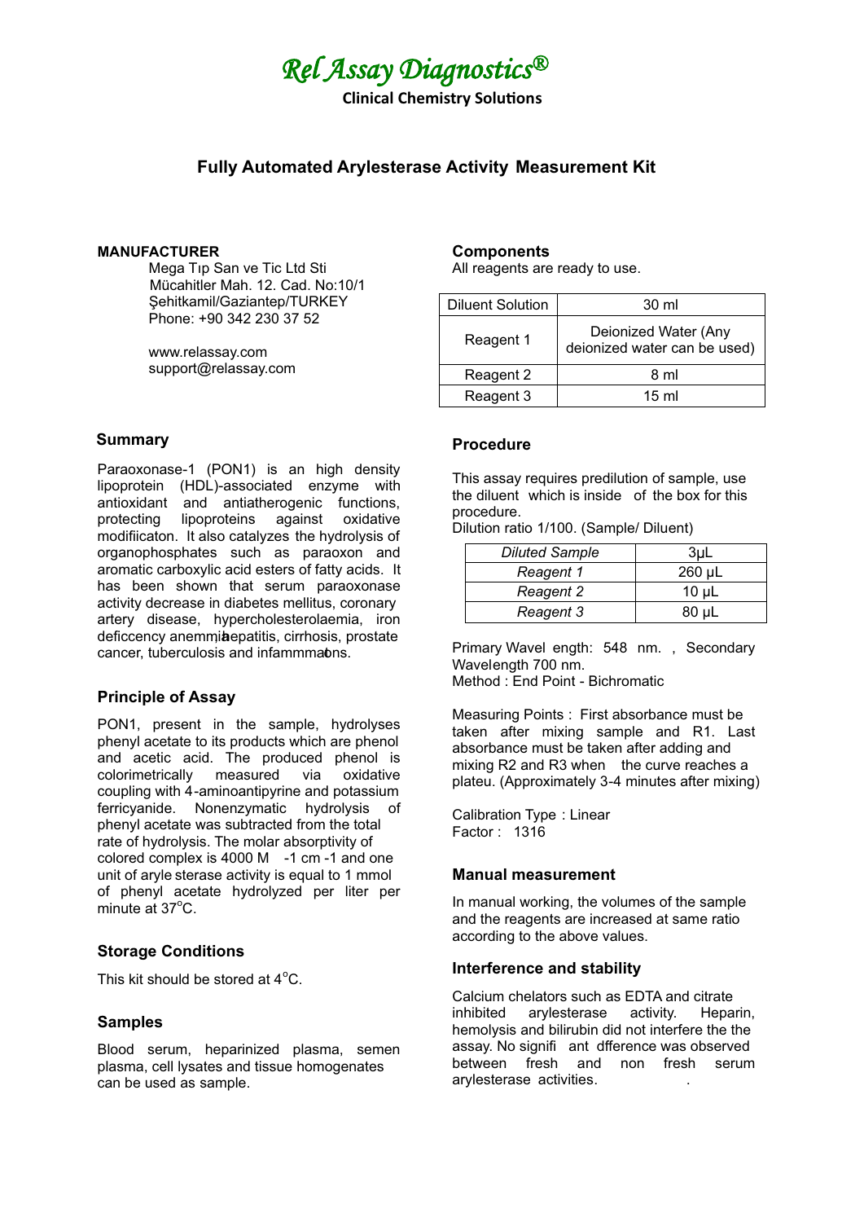# *Rel Assay Diagnostics®*

**Clinical Chemistry Solutions**

## Fully Automated Arylesterase Activity Measurement Kit

**MANUFACTURER**

Mega Tıp San ve Tic Ltd Sti
Mücahitler Mah. 12. Cad. No:10/1
Şehitkamil/Gaziantep/TURKEY
Phone: +90 342 230 37 52

www.relassay.com
support@relassay.com

### Summary

Paraoxonase-1 (PON1) is an high density lipoprotein (HDL)-associated enzyme with antioxidant and antiatherogenic functions, protecting lipoproteins against oxidative modifiicaton. It also catalyzes the hydrolysis of organophosphates such as paraoxon and aromatic carboxylic acid esters of fatty acids. It has been shown that serum paraoxonase activity decrease in diabetes mellitus, coronary artery disease, hypercholesterolaemia, iron deficcency anemmia, hepatitis, cirrhosis, prostate cancer, tuberculosis and infammmatons.

### Principle of Assay

PON1, present in the sample, hydrolyses phenyl acetate to its products which are phenol and acetic acid. The produced phenol is colorimetrically measured via oxidative coupling with 4-aminoantipyrine and potassium ferricyanide. Nonenzymatic hydrolysis of phenyl acetate was subtracted from the total rate of hydrolysis. The molar absorptivity of colored complex is 4000 $M^{-1}$ $cm^{-1}$ and one unit of aryle sterase activity is equal to 1 mmol of phenyl acetate hydrolyzed per liter per minute at 37°C.

### Storage Conditions

This kit should be stored at 4°C.

### Samples

Blood serum, heparinized plasma, semen plasma, cell lysates and tissue homogenates can be used as sample.

### Components

All reagents are ready to use.

| Diluent Solution | 30 ml |
|---|---|
| Reagent 1 | Deionized Water (Any deionized water can be used) |
| Reagent 2 | 8 ml |
| Reagent 3 | 15 ml |

### Procedure

This assay requires predilution of sample, use the diluent which is inside of the box for this procedure.
Dilution ratio 1/100. (Sample/ Diluent)

| *Diluted Sample* | 3µL |
|---|---|
| *Reagent 1* | 260 µL |
| *Reagent 2* | 10 µL |
| *Reagent 3* | 80 µL |

Primary Wavel ength: 548 nm. , Secondary Wavelength 700 nm.
Method : End Point - Bichromatic

Measuring Points : First absorbance must be taken after mixing sample and R1. Last absorbance must be taken after adding and mixing R2 and R3 when the curve reaches a plateu. (Approximately 3-4 minutes after mixing)

Calibration Type : Linear
Factor : 1316

### Manual measurement

In manual working, the volumes of the sample and the reagents are increased at same ratio according to the above values.

### Interference and stability

Calcium chelators such as EDTA and citrate inhibited arylesterase activity. Heparin, hemolysis and bilirubin did not interfere the the assay. No signifi ant dfference was observed between fresh and non fresh serum arylesterase activities.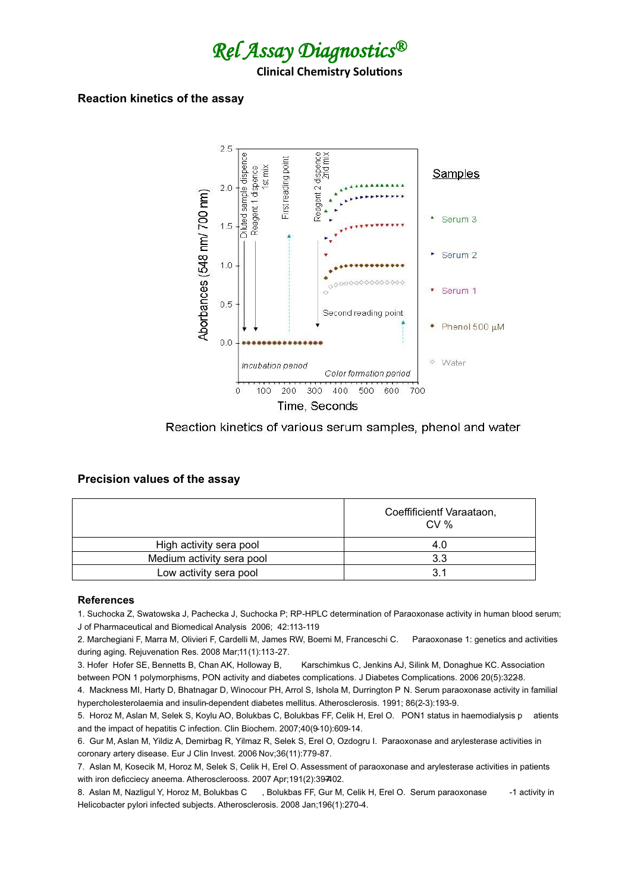# *Rel Assay Diagnostics®*

**Clinical Chemistry Solutions**

## Reaction kinetics of the assay

2.5
2.0
1.5
1.0
0.5
0.0

Aborbances (548 nm/ 700 nm)

0 100 200 300 400 500 600 700

Time, Seconds

Diluted sample dispence
Reagent 1 dispence
1st mix
First reading point
Reagent 2 dispence
2nd mix
Second reading point
Incubation period
Color formation period

Samples
Serum 3
Serum 2
Serum 1
Phenol 500 µM
Water

Reaction kinetics of various serum samples, phenol and water

## Precision values of the assay

| | Coeffificientf Varaataon, CV % |
|---|---|
| High activity sera pool | 4.0 |
| Medium activity sera pool | 3.3 |
| Low activity sera pool | 3.1 |

## References

1. Suchocka Z, Swatowska J, Pachecka J, Suchocka P; RP-HPLC determination of Paraoxonase activity in human blood serum; J of Pharmaceutical and Biomedical Analysis 2006; 42:113-119
2. Marchegiani F, Marra M, Olivieri F, Cardelli M, James RW, Boemi M, Franceschi C. Paraoxonase 1: genetics and activities during aging. Rejuvenation Res. 2008 Mar;11(1):113-27.
3. Hofer Hofer SE, Bennetts B, Chan AK, Holloway B, Karschimkus C, Jenkins AJ, Silink M, Donaghue KC. Association between PON 1 polymorphisms, PON activity and diabetes complications. J Diabetes Complications. 2006 20(5):322-8.
4. Mackness MI, Harty D, Bhatnagar D, Winocour PH, Arrol S, Ishola M, Durrington P N. Serum paraoxonase activity in familial hypercholesterolaemia and insulin-dependent diabetes mellitus. Atherosclerosis. 1991; 86(2-3):193-9.
5. Horoz M, Aslan M, Selek S, Koylu AO, Bolukbas C, Bolukbas FF, Celik H, Erel O. PON1 status in haemodialysis patients and the impact of hepatitis C infection. Clin Biochem. 2007;40(9-10):609-14.
6. Gur M, Aslan M, Yildiz A, Demirbag R, Yilmaz R, Selek S, Erel O, Ozdogru I. Paraoxonase and arylesterase activities in coronary artery disease. Eur J Clin Invest. 2006 Nov;36(11):779-87.
7. Aslan M, Kosecik M, Horoz M, Selek S, Celik H, Erel O. Assessment of paraoxonase and arylesterase activities in patients with iron deficciecy aneema. Atheroscleroоss. 2007 Apr;191(2):397-402.
8. Aslan M, Nazligul Y, Horoz M, Bolukbas C, Bolukbas FF, Gur M, Celik H, Erel O. Serum paraoxonase-1 activity in Helicobacter pylori infected subjects. Atherosclerosis. 2008 Jan;196(1):270-4.